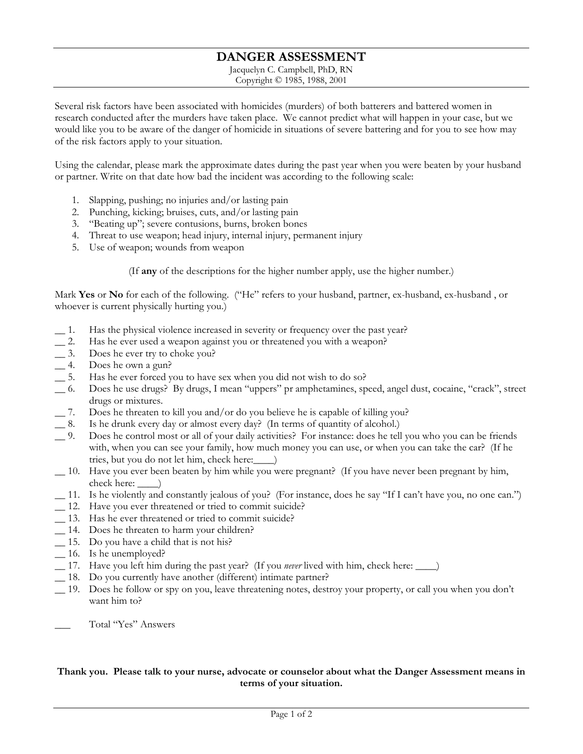# DANGER ASSESSMENT

Jacquelyn C. Campbell, PhD, RN
Copyright © 1985, 1988, 2001

Several risk factors have been associated with homicides (murders) of both batterers and battered women in research conducted after the murders have taken place. We cannot predict what will happen in your case, but we would like you to be aware of the danger of homicide in situations of severe battering and for you to see how may of the risk factors apply to your situation.

Using the calendar, please mark the approximate dates during the past year when you were beaten by your husband or partner. Write on that date how bad the incident was according to the following scale:

1. Slapping, pushing; no injuries and/or lasting pain
2. Punching, kicking; bruises, cuts, and/or lasting pain
3. "Beating up"; severe contusions, burns, broken bones
4. Threat to use weapon; head injury, internal injury, permanent injury
5. Use of weapon; wounds from weapon

(If **any** of the descriptions for the higher number apply, use the higher number.)

Mark **Yes** or **No** for each of the following. ("He" refers to your husband, partner, ex-husband, ex-husband , or whoever is current physically hurting you.)

__ 1. Has the physical violence increased in severity or frequency over the past year?
__ 2. Has he ever used a weapon against you or threatened you with a weapon?
__ 3. Does he ever try to choke you?
__ 4. Does he own a gun?
__ 5. Has he ever forced you to have sex when you did not wish to do so?
__ 6. Does he use drugs? By drugs, I mean "uppers" pr amphetamines, speed, angel dust, cocaine, "crack", street drugs or mixtures.
__ 7. Does he threaten to kill you and/or do you believe he is capable of killing you?
__ 8. Is he drunk every day or almost every day? (In terms of quantity of alcohol.)
__ 9. Does he control most or all of your daily activities? For instance: does he tell you who you can be friends with, when you can see your family, how much money you can use, or when you can take the car? (If he tries, but you do not let him, check here:____)
__ 10. Have you ever been beaten by him while you were pregnant? (If you have never been pregnant by him, check here: ____)
__ 11. Is he violently and constantly jealous of you? (For instance, does he say "If I can't have you, no one can.")
__ 12. Have you ever threatened or tried to commit suicide?
__ 13. Has he ever threatened or tried to commit suicide?
__ 14. Does he threaten to harm your children?
__ 15. Do you have a child that is not his?
__ 16. Is he unemployed?
__ 17. Have you left him during the past year? (If you *never* lived with him, check here: ____)
__ 18. Do you currently have another (different) intimate partner?
__ 19. Does he follow or spy on you, leave threatening notes, destroy your property, or call you when you don't want him to?

___ Total "Yes" Answers

**Thank you. Please talk to your nurse, advocate or counselor about what the Danger Assessment means in terms of your situation.**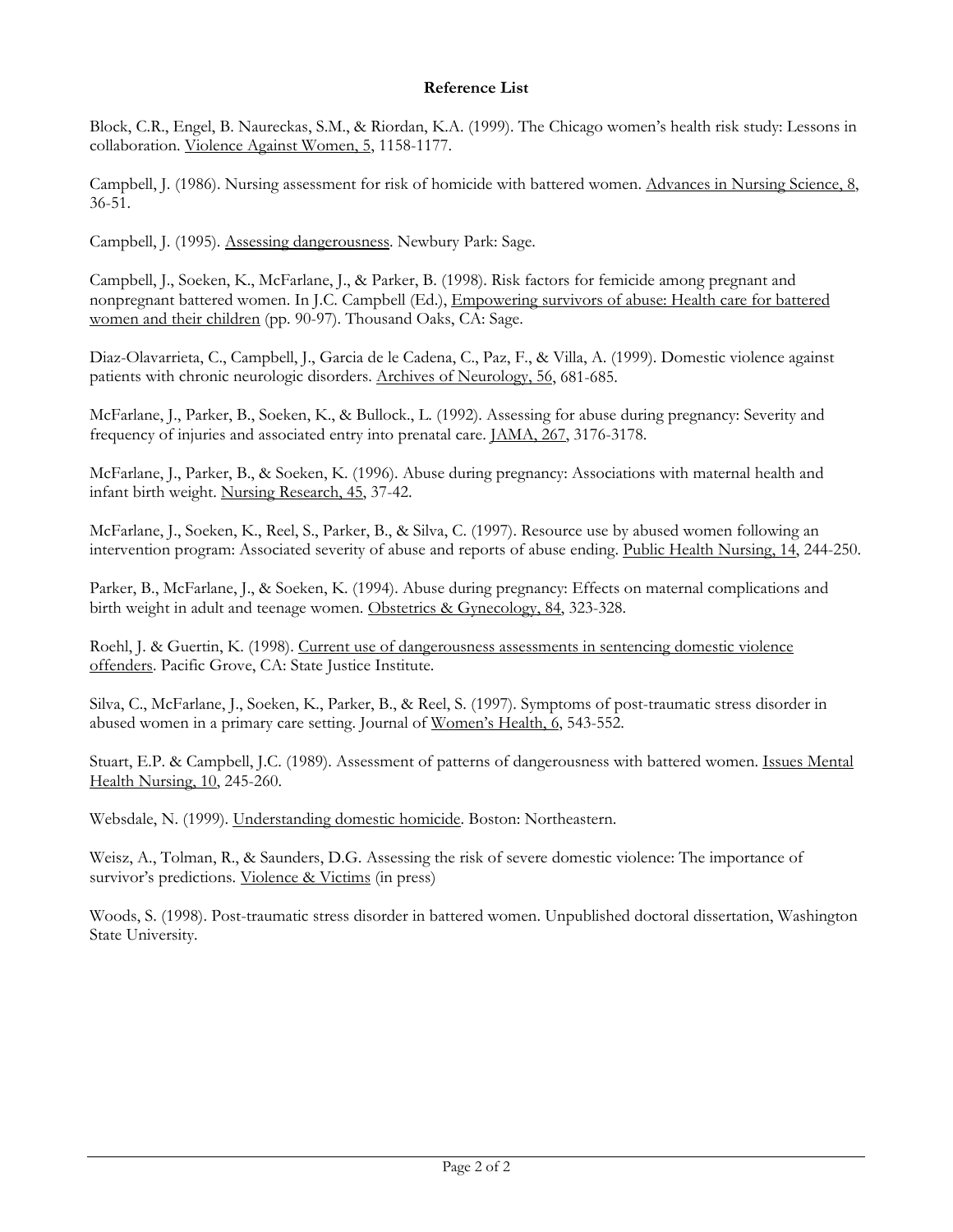**Reference List**

Block, C.R., Engel, B. Naureckas, S.M., & Riordan, K.A. (1999). The Chicago women's health risk study: Lessons in collaboration. Violence Against Women, 5, 1158-1177.

Campbell, J. (1986). Nursing assessment for risk of homicide with battered women. Advances in Nursing Science, 8, 36-51.

Campbell, J. (1995). Assessing dangerousness. Newbury Park: Sage.

Campbell, J., Soeken, K., McFarlane, J., & Parker, B. (1998). Risk factors for femicide among pregnant and nonpregnant battered women. In J.C. Campbell (Ed.), Empowering survivors of abuse: Health care for battered women and their children (pp. 90-97). Thousand Oaks, CA: Sage.

Diaz-Olavarrieta, C., Campbell, J., Garcia de le Cadena, C., Paz, F., & Villa, A. (1999). Domestic violence against patients with chronic neurologic disorders. Archives of Neurology, 56, 681-685.

McFarlane, J., Parker, B., Soeken, K., & Bullock., L. (1992). Assessing for abuse during pregnancy: Severity and frequency of injuries and associated entry into prenatal care. JAMA, 267, 3176-3178.

McFarlane, J., Parker, B., & Soeken, K. (1996). Abuse during pregnancy: Associations with maternal health and infant birth weight. Nursing Research, 45, 37-42.

McFarlane, J., Soeken, K., Reel, S., Parker, B., & Silva, C. (1997). Resource use by abused women following an intervention program: Associated severity of abuse and reports of abuse ending. Public Health Nursing, 14, 244-250.

Parker, B., McFarlane, J., & Soeken, K. (1994). Abuse during pregnancy: Effects on maternal complications and birth weight in adult and teenage women. Obstetrics & Gynecology, 84, 323-328.

Roehl, J. & Guertin, K. (1998). Current use of dangerousness assessments in sentencing domestic violence offenders. Pacific Grove, CA: State Justice Institute.

Silva, C., McFarlane, J., Soeken, K., Parker, B., & Reel, S. (1997). Symptoms of post-traumatic stress disorder in abused women in a primary care setting. Journal of Women's Health, 6, 543-552.

Stuart, E.P. & Campbell, J.C. (1989). Assessment of patterns of dangerousness with battered women. Issues Mental Health Nursing, 10, 245-260.

Websdale, N. (1999). Understanding domestic homicide. Boston: Northeastern.

Weisz, A., Tolman, R., & Saunders, D.G. Assessing the risk of severe domestic violence: The importance of survivor's predictions. Violence & Victims (in press)

Woods, S. (1998). Post-traumatic stress disorder in battered women. Unpublished doctoral dissertation, Washington State University.